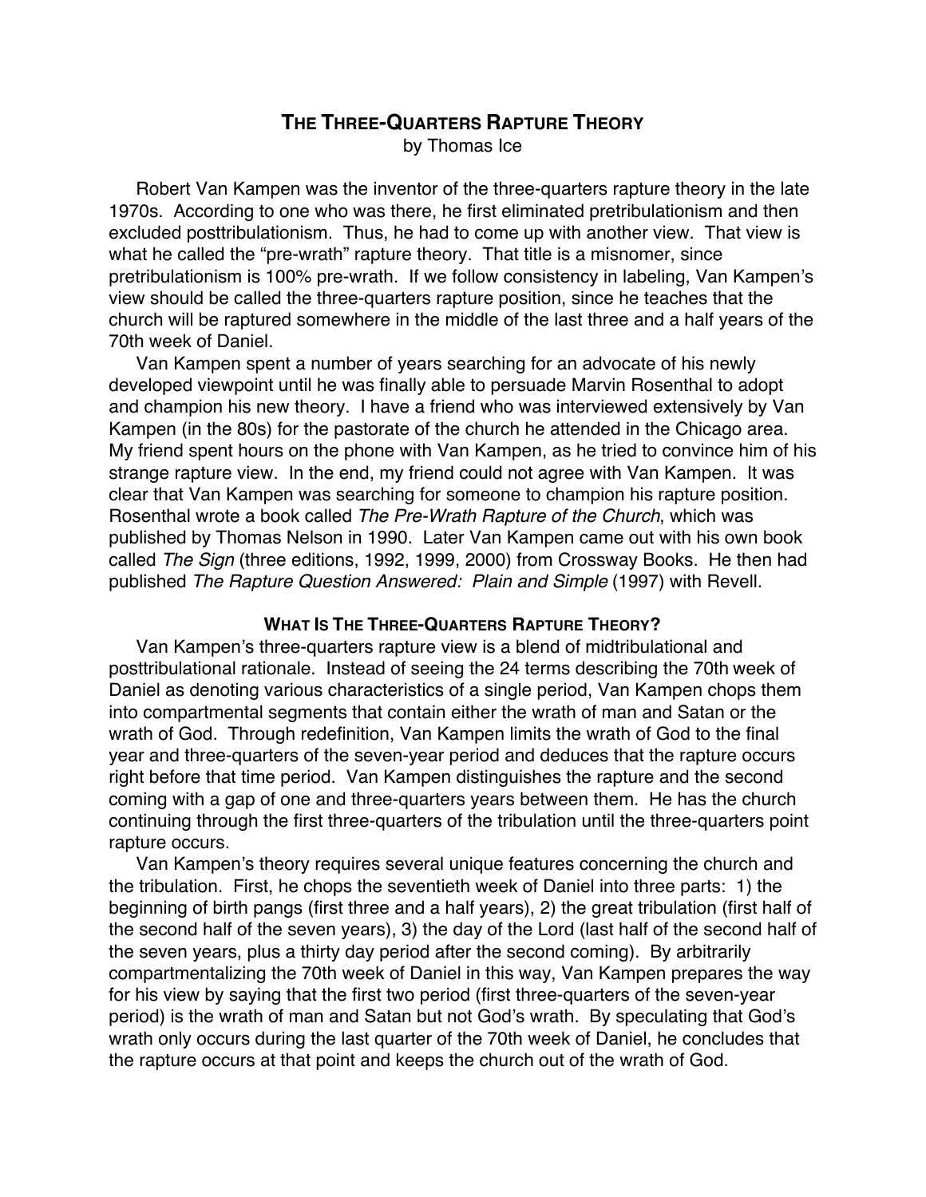# The Three-Quarters Rapture Theory

by Thomas Ice

Robert Van Kampen was the inventor of the three-quarters rapture theory in the late 1970s. According to one who was there, he first eliminated pretribulationism and then excluded posttribulationism. Thus, he had to come up with another view. That view is what he called the "pre-wrath" rapture theory. That title is a misnomer, since pretribulationism is 100% pre-wrath. If we follow consistency in labeling, Van Kampen's view should be called the three-quarters rapture position, since he teaches that the church will be raptured somewhere in the middle of the last three and a half years of the 70th week of Daniel.

Van Kampen spent a number of years searching for an advocate of his newly developed viewpoint until he was finally able to persuade Marvin Rosenthal to adopt and champion his new theory. I have a friend who was interviewed extensively by Van Kampen (in the 80s) for the pastorate of the church he attended in the Chicago area. My friend spent hours on the phone with Van Kampen, as he tried to convince him of his strange rapture view. In the end, my friend could not agree with Van Kampen. It was clear that Van Kampen was searching for someone to champion his rapture position. Rosenthal wrote a book called *The Pre-Wrath Rapture of the Church*, which was published by Thomas Nelson in 1990. Later Van Kampen came out with his own book called *The Sign* (three editions, 1992, 1999, 2000) from Crossway Books. He then had published *The Rapture Question Answered: Plain and Simple* (1997) with Revell.

## What Is The Three-Quarters Rapture Theory?

Van Kampen's three-quarters rapture view is a blend of midtribulational and posttribulational rationale. Instead of seeing the 24 terms describing the 70th week of Daniel as denoting various characteristics of a single period, Van Kampen chops them into compartmental segments that contain either the wrath of man and Satan or the wrath of God. Through redefinition, Van Kampen limits the wrath of God to the final year and three-quarters of the seven-year period and deduces that the rapture occurs right before that time period. Van Kampen distinguishes the rapture and the second coming with a gap of one and three-quarters years between them. He has the church continuing through the first three-quarters of the tribulation until the three-quarters point rapture occurs.

Van Kampen's theory requires several unique features concerning the church and the tribulation. First, he chops the seventieth week of Daniel into three parts: 1) the beginning of birth pangs (first three and a half years), 2) the great tribulation (first half of the second half of the seven years), 3) the day of the Lord (last half of the second half of the seven years, plus a thirty day period after the second coming). By arbitrarily compartmentalizing the 70th week of Daniel in this way, Van Kampen prepares the way for his view by saying that the first two period (first three-quarters of the seven-year period) is the wrath of man and Satan but not God's wrath. By speculating that God's wrath only occurs during the last quarter of the 70th week of Daniel, he concludes that the rapture occurs at that point and keeps the church out of the wrath of God.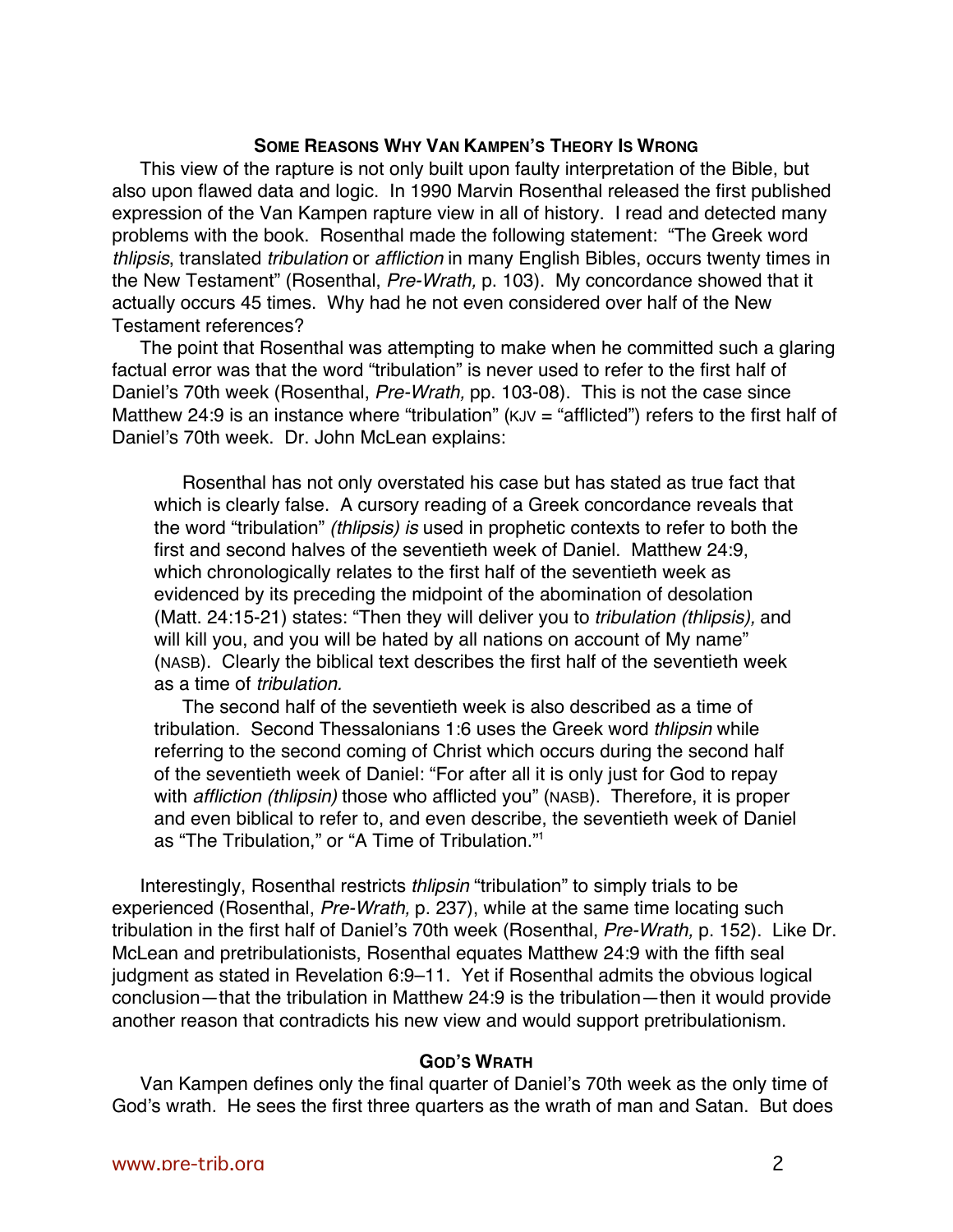## Some Reasons Why Van Kampen's Theory Is Wrong

This view of the rapture is not only built upon faulty interpretation of the Bible, but also upon flawed data and logic. In 1990 Marvin Rosenthal released the first published expression of the Van Kampen rapture view in all of history. I read and detected many problems with the book. Rosenthal made the following statement: "The Greek word *thlipsis*, translated *tribulation* or *affliction* in many English Bibles, occurs twenty times in the New Testament" (Rosenthal, *Pre-Wrath,* p. 103). My concordance showed that it actually occurs 45 times. Why had he not even considered over half of the New Testament references?

The point that Rosenthal was attempting to make when he committed such a glaring factual error was that the word "tribulation" is never used to refer to the first half of Daniel's 70th week (Rosenthal, *Pre-Wrath,* pp. 103-08). This is not the case since Matthew 24:9 is an instance where "tribulation" (KJV = "afflicted") refers to the first half of Daniel's 70th week. Dr. John McLean explains:

> Rosenthal has not only overstated his case but has stated as true fact that which is clearly false. A cursory reading of a Greek concordance reveals that the word "tribulation" *(thlipsis) is* used in prophetic contexts to refer to both the first and second halves of the seventieth week of Daniel. Matthew 24:9, which chronologically relates to the first half of the seventieth week as evidenced by its preceding the midpoint of the abomination of desolation (Matt. 24:15-21) states: "Then they will deliver you to *tribulation (thlipsis),* and will kill you, and you will be hated by all nations on account of My name" (NASB). Clearly the biblical text describes the first half of the seventieth week as a time of *tribulation.*
>
> The second half of the seventieth week is also described as a time of tribulation. Second Thessalonians 1:6 uses the Greek word *thlipsin* while referring to the second coming of Christ which occurs during the second half of the seventieth week of Daniel: "For after all it is only just for God to repay with *affliction (thlipsin)* those who afflicted you" (NASB). Therefore, it is proper and even biblical to refer to, and even describe, the seventieth week of Daniel as "The Tribulation," or "A Time of Tribulation."[1]

Interestingly, Rosenthal restricts *thlipsin* "tribulation" to simply trials to be experienced (Rosenthal, *Pre-Wrath,* p. 237), while at the same time locating such tribulation in the first half of Daniel's 70th week (Rosenthal, *Pre-Wrath,* p. 152). Like Dr. McLean and pretribulationists, Rosenthal equates Matthew 24:9 with the fifth seal judgment as stated in Revelation 6:9–11. Yet if Rosenthal admits the obvious logical conclusion—that the tribulation in Matthew 24:9 is the tribulation—then it would provide another reason that contradicts his new view and would support pretribulationism.

## God's Wrath

Van Kampen defines only the final quarter of Daniel's 70th week as the only time of God's wrath. He sees the first three quarters as the wrath of man and Satan. But does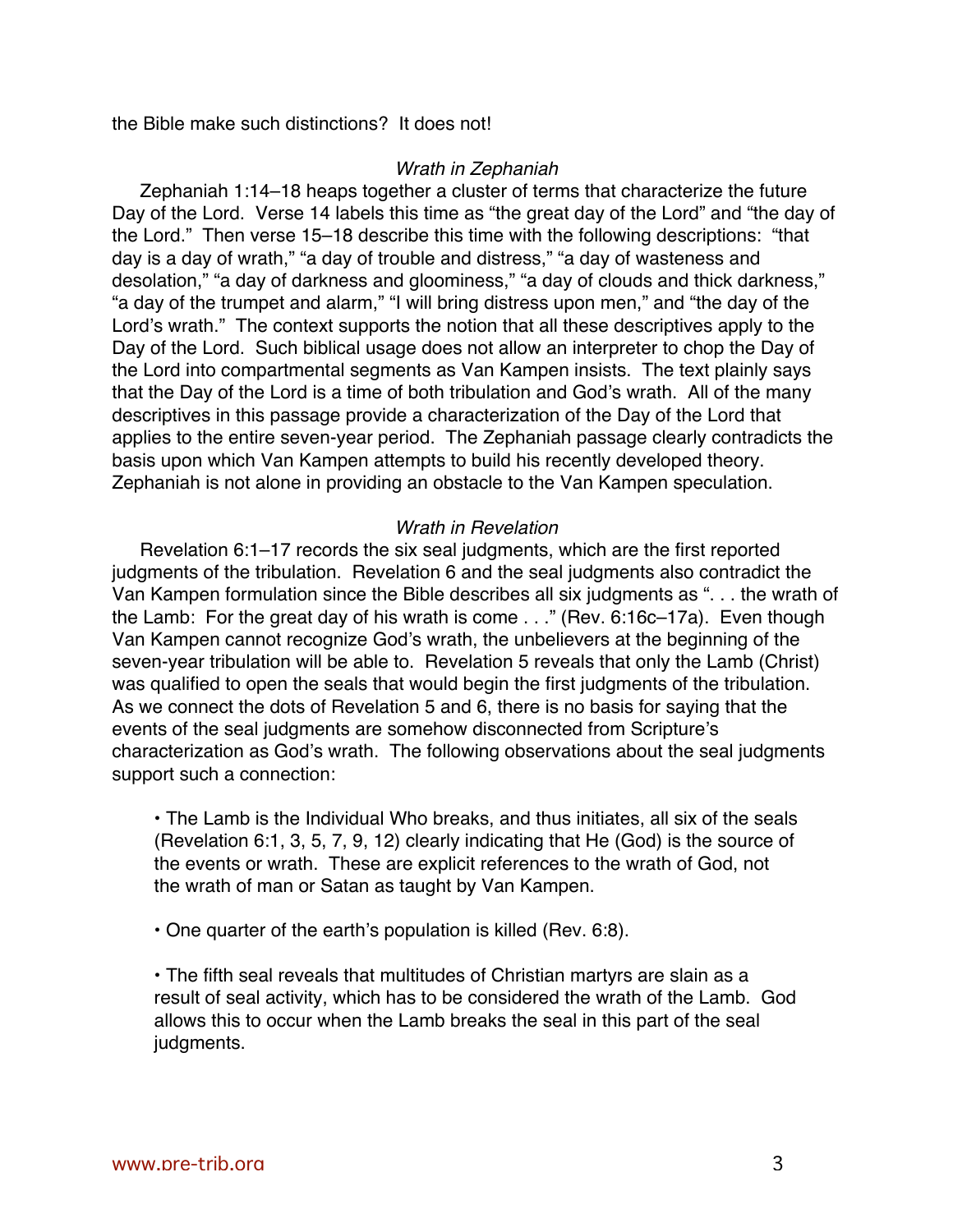the Bible make such distinctions? It does not!

*Wrath in Zephaniah*

Zephaniah 1:14–18 heaps together a cluster of terms that characterize the future Day of the Lord. Verse 14 labels this time as "the great day of the Lord" and "the day of the Lord." Then verse 15–18 describe this time with the following descriptions: "that day is a day of wrath," "a day of trouble and distress," "a day of wasteness and desolation," "a day of darkness and gloominess," "a day of clouds and thick darkness," "a day of the trumpet and alarm," "I will bring distress upon men," and "the day of the Lord's wrath." The context supports the notion that all these descriptives apply to the Day of the Lord. Such biblical usage does not allow an interpreter to chop the Day of the Lord into compartmental segments as Van Kampen insists. The text plainly says that the Day of the Lord is a time of both tribulation and God's wrath. All of the many descriptives in this passage provide a characterization of the Day of the Lord that applies to the entire seven-year period. The Zephaniah passage clearly contradicts the basis upon which Van Kampen attempts to build his recently developed theory. Zephaniah is not alone in providing an obstacle to the Van Kampen speculation.

*Wrath in Revelation*

Revelation 6:1–17 records the six seal judgments, which are the first reported judgments of the tribulation. Revelation 6 and the seal judgments also contradict the Van Kampen formulation since the Bible describes all six judgments as ". . . the wrath of the Lamb: For the great day of his wrath is come . . ." (Rev. 6:16c–17a). Even though Van Kampen cannot recognize God's wrath, the unbelievers at the beginning of the seven-year tribulation will be able to. Revelation 5 reveals that only the Lamb (Christ) was qualified to open the seals that would begin the first judgments of the tribulation. As we connect the dots of Revelation 5 and 6, there is no basis for saying that the events of the seal judgments are somehow disconnected from Scripture's characterization as God's wrath. The following observations about the seal judgments support such a connection:

- The Lamb is the Individual Who breaks, and thus initiates, all six of the seals (Revelation 6:1, 3, 5, 7, 9, 12) clearly indicating that He (God) is the source of the events or wrath. These are explicit references to the wrath of God, not the wrath of man or Satan as taught by Van Kampen.

- One quarter of the earth's population is killed (Rev. 6:8).

- The fifth seal reveals that multitudes of Christian martyrs are slain as a result of seal activity, which has to be considered the wrath of the Lamb. God allows this to occur when the Lamb breaks the seal in this part of the seal judgments.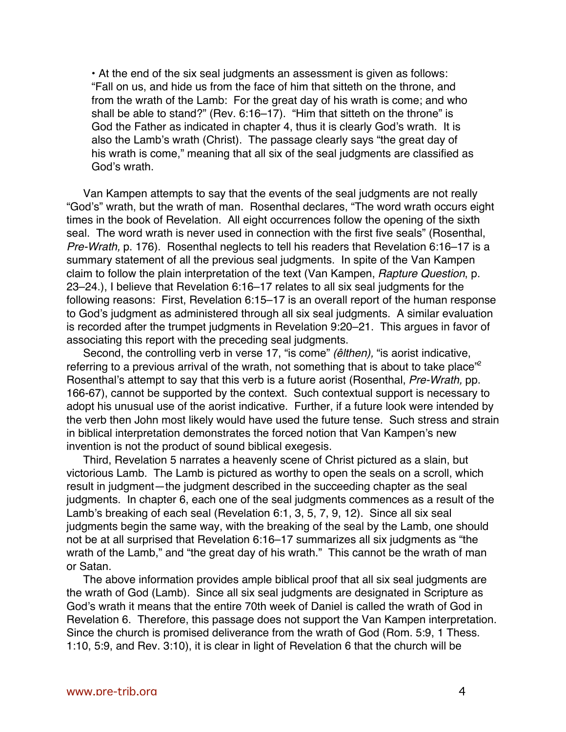- At the end of the six seal judgments an assessment is given as follows: "Fall on us, and hide us from the face of him that sitteth on the throne, and from the wrath of the Lamb: For the great day of his wrath is come; and who shall be able to stand?" (Rev. 6:16–17). "Him that sitteth on the throne" is God the Father as indicated in chapter 4, thus it is clearly God's wrath. It is also the Lamb's wrath (Christ). The passage clearly says "the great day of his wrath is come," meaning that all six of the seal judgments are classified as God's wrath.

Van Kampen attempts to say that the events of the seal judgments are not really "God's" wrath, but the wrath of man. Rosenthal declares, "The word wrath occurs eight times in the book of Revelation. All eight occurrences follow the opening of the sixth seal. The word wrath is never used in connection with the first five seals" (Rosenthal, *Pre-Wrath,* p. 176). Rosenthal neglects to tell his readers that Revelation 6:16–17 is a summary statement of all the previous seal judgments. In spite of the Van Kampen claim to follow the plain interpretation of the text (Van Kampen, *Rapture Question*, p. 23–24.), I believe that Revelation 6:16–17 relates to all six seal judgments for the following reasons: First, Revelation 6:15–17 is an overall report of the human response to God's judgment as administered through all six seal judgments. A similar evaluation is recorded after the trumpet judgments in Revelation 9:20–21. This argues in favor of associating this report with the preceding seal judgments.

Second, the controlling verb in verse 17, "is come" *(êlthen),* "is aorist indicative, referring to a previous arrival of the wrath, not something that is about to take place"[2] Rosenthal's attempt to say that this verb is a future aorist (Rosenthal, *Pre-Wrath,* pp. 166-67), cannot be supported by the context. Such contextual support is necessary to adopt his unusual use of the aorist indicative. Further, if a future look were intended by the verb then John most likely would have used the future tense. Such stress and strain in biblical interpretation demonstrates the forced notion that Van Kampen's new invention is not the product of sound biblical exegesis.

Third, Revelation 5 narrates a heavenly scene of Christ pictured as a slain, but victorious Lamb. The Lamb is pictured as worthy to open the seals on a scroll, which result in judgment—the judgment described in the succeeding chapter as the seal judgments. In chapter 6, each one of the seal judgments commences as a result of the Lamb's breaking of each seal (Revelation 6:1, 3, 5, 7, 9, 12). Since all six seal judgments begin the same way, with the breaking of the seal by the Lamb, one should not be at all surprised that Revelation 6:16–17 summarizes all six judgments as "the wrath of the Lamb," and "the great day of his wrath." This cannot be the wrath of man or Satan.

The above information provides ample biblical proof that all six seal judgments are the wrath of God (Lamb). Since all six seal judgments are designated in Scripture as God's wrath it means that the entire 70th week of Daniel is called the wrath of God in Revelation 6. Therefore, this passage does not support the Van Kampen interpretation. Since the church is promised deliverance from the wrath of God (Rom. 5:9, 1 Thess. 1:10, 5:9, and Rev. 3:10), it is clear in light of Revelation 6 that the church will be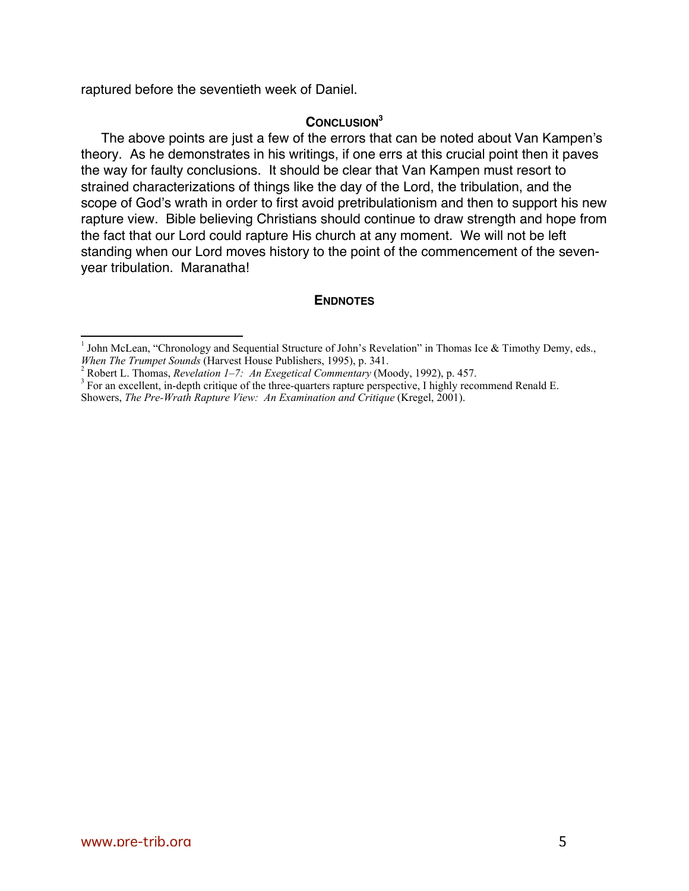raptured before the seventieth week of Daniel.

## Conclusion[3]

The above points are just a few of the errors that can be noted about Van Kampen's theory. As he demonstrates in his writings, if one errs at this crucial point then it paves the way for faulty conclusions. It should be clear that Van Kampen must resort to strained characterizations of things like the day of the Lord, the tribulation, and the scope of God's wrath in order to first avoid pretribulationism and then to support his new rapture view. Bible believing Christians should continue to draw strength and hope from the fact that our Lord could rapture His church at any moment. We will not be left standing when our Lord moves history to the point of the commencement of the seven-year tribulation. Maranatha!

## Endnotes

[1] John McLean, "Chronology and Sequential Structure of John's Revelation" in Thomas Ice & Timothy Demy, eds., *When The Trumpet Sounds* (Harvest House Publishers, 1995), p. 341.

[2] Robert L. Thomas, *Revelation 1–7: An Exegetical Commentary* (Moody, 1992), p. 457.

[3] For an excellent, in-depth critique of the three-quarters rapture perspective, I highly recommend Renald E. Showers, *The Pre-Wrath Rapture View: An Examination and Critique* (Kregel, 2001).

www.pre-trib.org